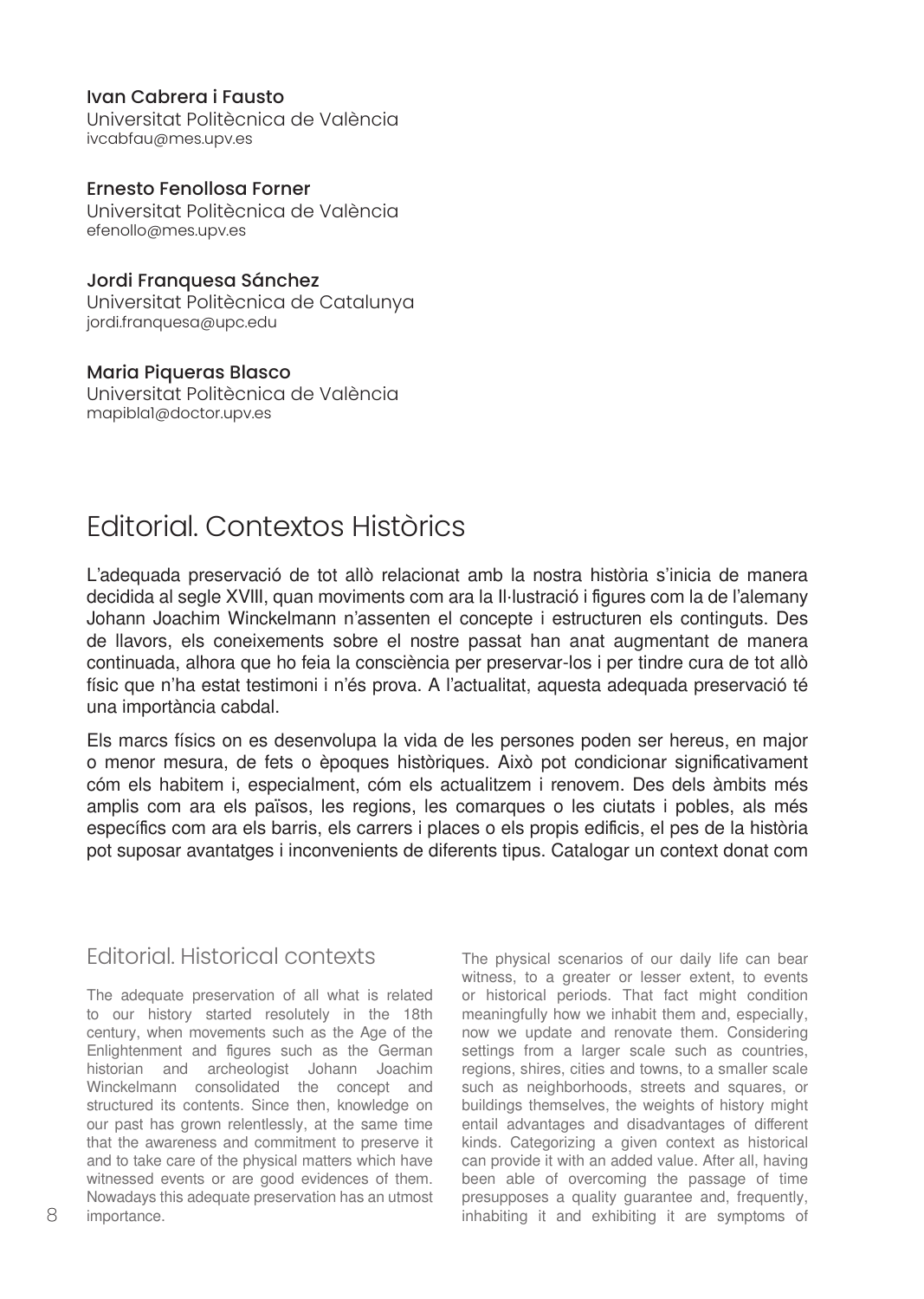**Ivan Cabrera i Fausto**
Universitat Politècnica de València
ivcabfau@mes.upv.es

**Ernesto Fenollosa Forner**
Universitat Politècnica de València
efenollo@mes.upv.es

**Jordi Franquesa Sánchez**
Universitat Politècnica de Catalunya
jordi.franquesa@upc.edu

**Maria Piqueras Blasco**
Universitat Politècnica de València
mapibla1@doctor.upv.es

# Editorial. Contextos Històrics

L'adequada preservació de tot allò relacionat amb la nostra història s'inicia de manera decidida al segle XVIII, quan moviments com ara la Il·lustració i figures com la de l'alemany Johann Joachim Winckelmann n'assenten el concepte i estructuren els continguts. Des de llavors, els coneixements sobre el nostre passat han anat augmentant de manera continuada, alhora que ho feia la consciència per preservar-los i per tindre cura de tot allò físic que n'ha estat testimoni i n'és prova. A l'actualitat, aquesta adequada preservació té una importància cabdal.

Els marcs físics on es desenvolupa la vida de les persones poden ser hereus, en major o menor mesura, de fets o èpoques històriques. Això pot condicionar significativament cóm els habitem i, especialment, cóm els actualitzem i renovem. Des dels àmbits més amplis com ara els països, les regions, les comarques o les ciutats i pobles, als més específics com ara els barris, els carrers i places o els propis edificis, el pes de la història pot suposar avantatges i inconvenients de diferents tipus. Catalogar un context donat com

## Editorial. Historical contexts

The adequate preservation of all what is related to our history started resolutely in the 18th century, when movements such as the Age of the Enlightenment and figures such as the German historian and archeologist Johann Joachim Winckelmann consolidated the concept and structured its contents. Since then, knowledge on our past has grown relentlessly, at the same time that the awareness and commitment to preserve it and to take care of the physical matters which have witnessed events or are good evidences of them. Nowadays this adequate preservation has an utmost importance.

The physical scenarios of our daily life can bear witness, to a greater or lesser extent, to events or historical periods. That fact might condition meaningfully how we inhabit them and, especially, now we update and renovate them. Considering settings from a larger scale such as countries, regions, shires, cities and towns, to a smaller scale such as neighborhoods, streets and squares, or buildings themselves, the weights of history might entail advantages and disadvantages of different kinds. Categorizing a given context as historical can provide it with an added value. After all, having been able of overcoming the passage of time presupposes a quality guarantee and, frequently, inhabiting it and exhibiting it are symptoms of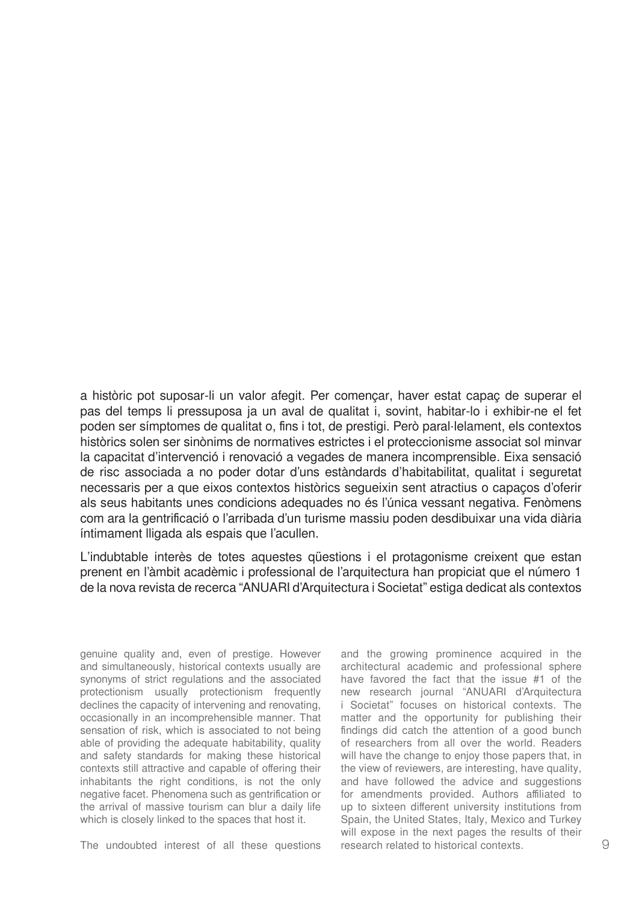a històric pot suposar-li un valor afegit. Per començar, haver estat capaç de superar el pas del temps li pressuposa ja un aval de qualitat i, sovint, habitar-lo i exhibir-ne el fet poden ser símptomes de qualitat o, fins i tot, de prestigi. Però paral·lelament, els contextos històrics solen ser sinònims de normatives estrictes i el proteccionisme associat sol minvar la capacitat d'intervenció i renovació a vegades de manera incomprensible. Eixa sensació de risc associada a no poder dotar d'uns estàndards d'habitabilitat, qualitat i seguretat necessaris per a que eixos contextos històrics segueixin sent atractius o capaços d'oferir als seus habitants unes condicions adequades no és l'única vessant negativa. Fenòmens com ara la gentrificació o l'arribada d'un turisme massiu poden desdibuixar una vida diària íntimament lligada als espais que l'acullen.

L'indubtable interès de totes aquestes qüestions i el protagonisme creixent que estan prenent en l'àmbit acadèmic i professional de l'arquitectura han propiciat que el número 1 de la nova revista de recerca "ANUARI d'Arquitectura i Societat" estiga dedicat als contextos

genuine quality and, even of prestige. However and simultaneously, historical contexts usually are synonyms of strict regulations and the associated protectionism usually protectionism frequently declines the capacity of intervening and renovating, occasionally in an incomprehensible manner. That sensation of risk, which is associated to not being able of providing the adequate habitability, quality and safety standards for making these historical contexts still attractive and capable of offering their inhabitants the right conditions, is not the only negative facet. Phenomena such as gentrification or the arrival of massive tourism can blur a daily life which is closely linked to the spaces that host it.

The undoubted interest of all these questions and the growing prominence acquired in the architectural academic and professional sphere have favored the fact that the issue #1 of the new research journal "ANUARI d'Arquitectura i Societat" focuses on historical contexts. The matter and the opportunity for publishing their findings did catch the attention of a good bunch of researchers from all over the world. Readers will have the change to enjoy those papers that, in the view of reviewers, are interesting, have quality, and have followed the advice and suggestions for amendments provided. Authors affiliated to up to sixteen different university institutions from Spain, the United States, Italy, Mexico and Turkey will expose in the next pages the results of their research related to historical contexts.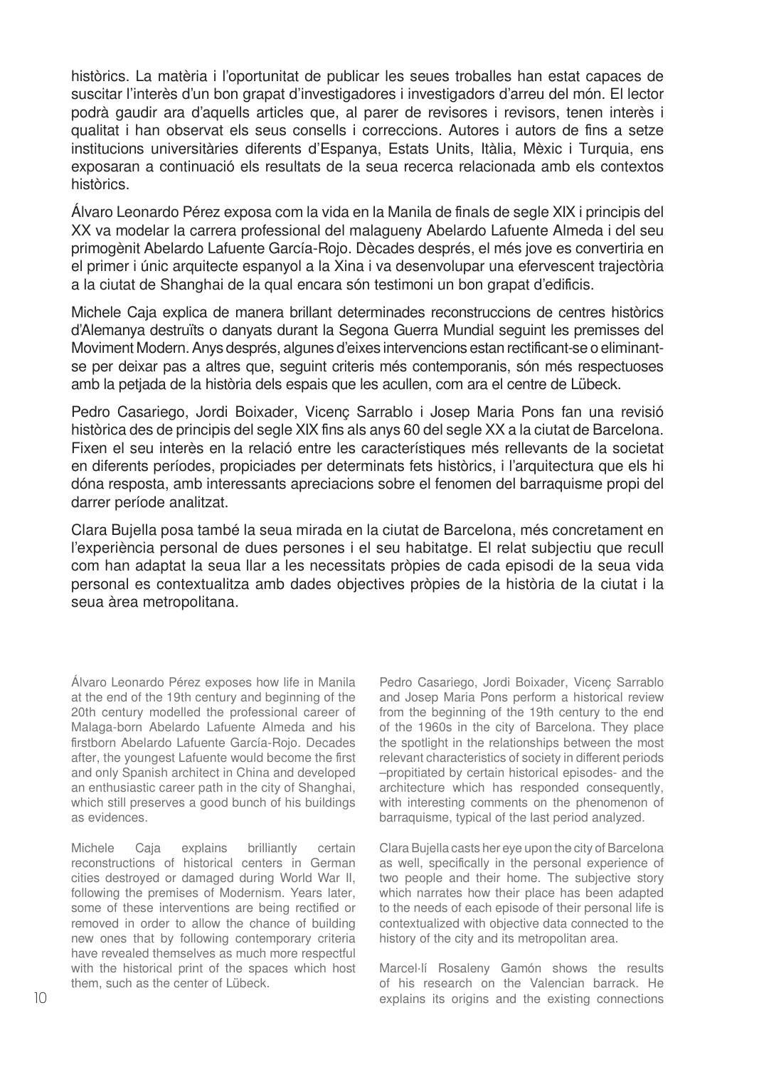històrics. La matèria i l'oportunitat de publicar les seues troballes han estat capaces de suscitar l'interès d'un bon grapat d'investigadores i investigadors d'arreu del món. El lector podrà gaudir ara d'aquells articles que, al parer de revisores i revisors, tenen interès i qualitat i han observat els seus consells i correccions. Autores i autors de fins a setze institucions universitàries diferents d'Espanya, Estats Units, Itàlia, Mèxic i Turquia, ens exposaran a continuació els resultats de la seua recerca relacionada amb els contextos històrics.

Álvaro Leonardo Pérez exposa com la vida en la Manila de finals de segle XIX i principis del XX va modelar la carrera professional del malagueny Abelardo Lafuente Almeda i del seu primogènit Abelardo Lafuente García-Rojo. Dècades després, el més jove es convertiria en el primer i únic arquitecte espanyol a la Xina i va desenvolupar una efervescent trajectòria a la ciutat de Shanghai de la qual encara són testimoni un bon grapat d'edificis.

Michele Caja explica de manera brillant determinades reconstruccions de centres històrics d'Alemanya destruïts o danyats durant la Segona Guerra Mundial seguint les premisses del Moviment Modern. Anys després, algunes d'eixes intervencions estan rectificant-se o eliminant-se per deixar pas a altres que, seguint criteris més contemporanis, són més respectuoses amb la petjada de la història dels espais que les acullen, com ara el centre de Lübeck.

Pedro Casariego, Jordi Boixader, Vicenç Sarrablo i Josep Maria Pons fan una revisió històrica des de principis del segle XIX fins als anys 60 del segle XX a la ciutat de Barcelona. Fixen el seu interès en la relació entre les característiques més rellevants de la societat en diferents períodes, propiciades per determinats fets històrics, i l'arquitectura que els hi dóna resposta, amb interessants apreciacions sobre el fenomen del barraquisme propi del darrer període analitzat.

Clara Bujella posa també la seua mirada en la ciutat de Barcelona, més concretament en l'experiència personal de dues persones i el seu habitatge. El relat subjectiu que recull com han adaptat la seua llar a les necessitats pròpies de cada episodi de la seua vida personal es contextualitza amb dades objectives pròpies de la història de la ciutat i la seua àrea metropolitana.

Álvaro Leonardo Pérez exposes how life in Manila at the end of the 19th century and beginning of the 20th century modelled the professional career of Malaga-born Abelardo Lafuente Almeda and his firstborn Abelardo Lafuente García-Rojo. Decades after, the youngest Lafuente would become the first and only Spanish architect in China and developed an enthusiastic career path in the city of Shanghai, which still preserves a good bunch of his buildings as evidences.

Michele Caja explains brilliantly certain reconstructions of historical centers in German cities destroyed or damaged during World War II, following the premises of Modernism. Years later, some of these interventions are being rectified or removed in order to allow the chance of building new ones that by following contemporary criteria have revealed themselves as much more respectful with the historical print of the spaces which host them, such as the center of Lübeck.

Pedro Casariego, Jordi Boixader, Vicenç Sarrablo and Josep Maria Pons perform a historical review from the beginning of the 19th century to the end of the 1960s in the city of Barcelona. They place the spotlight in the relationships between the most relevant characteristics of society in different periods –propitiated by certain historical episodes- and the architecture which has responded consequently, with interesting comments on the phenomenon of barraquisme, typical of the last period analyzed.

Clara Bujella casts her eye upon the city of Barcelona as well, specifically in the personal experience of two people and their home. The subjective story which narrates how their place has been adapted to the needs of each episode of their personal life is contextualized with objective data connected to the history of the city and its metropolitan area.

Marcel·lí Rosaleny Gamón shows the results of his research on the Valencian barrack. He explains its origins and the existing connections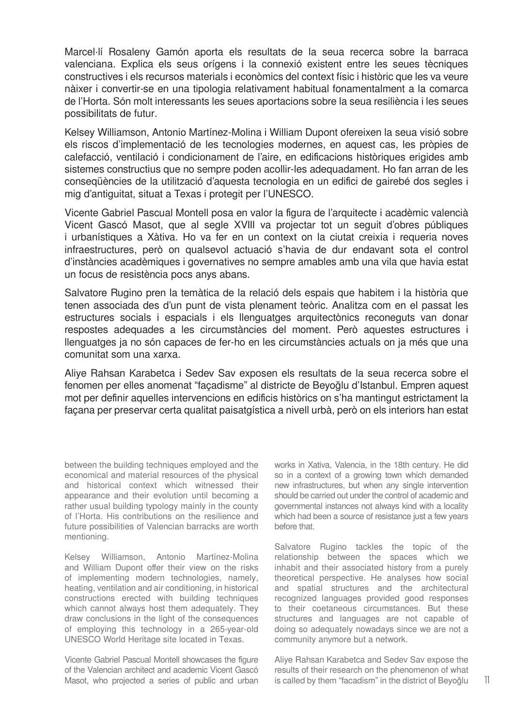Marcel·lí Rosaleny Gamón aporta els resultats de la seua recerca sobre la barraca valenciana. Explica els seus orígens i la connexió existent entre les seues tècniques constructives i els recursos materials i econòmics del context físic i històric que les va veure nàixer i convertir-se en una tipologia relativament habitual fonamentalment a la comarca de l'Horta. Són molt interessants les seues aportacions sobre la seua resiliència i les seues possibilitats de futur.

Kelsey Williamson, Antonio Martínez-Molina i William Dupont ofereixen la seua visió sobre els riscos d'implementació de les tecnologies modernes, en aquest cas, les pròpies de calefacció, ventilació i condicionament de l'aire, en edificacions històriques erigides amb sistemes constructius que no sempre poden acollir-les adequadament. Ho fan arran de les conseqüències de la utilització d'aquesta tecnologia en un edifici de gairebé dos segles i mig d'antiguitat, situat a Texas i protegit per l'UNESCO.

Vicente Gabriel Pascual Montell posa en valor la figura de l'arquitecte i acadèmic valencià Vicent Gascó Masot, que al segle XVIII va projectar tot un seguit d'obres públiques i urbanístiques a Xàtiva. Ho va fer en un context on la ciutat creixia i requeria noves infraestructures, però on qualsevol actuació s'havia de dur endavant sota el control d'instàncies acadèmiques i governatives no sempre amables amb una vila que havia estat un focus de resistència pocs anys abans.

Salvatore Rugino pren la temàtica de la relació dels espais que habitem i la història que tenen associada des d'un punt de vista plenament teòric. Analitza com en el passat les estructures socials i espacials i els llenguatges arquitectònics reconeguts van donar respostes adequades a les circumstàncies del moment. Però aquestes estructures i llenguatges ja no són capaces de fer-ho en les circumstàncies actuals on ja més que una comunitat som una xarxa.

Aliye Rahsan Karabetca i Sedev Sav exposen els resultats de la seua recerca sobre el fenomen per elles anomenat "façadisme" al districte de Beyoğlu d'Istanbul. Empren aquest mot per definir aquelles intervencions en edificis històrics on s'ha mantingut estrictament la façana per preservar certa qualitat paisatgística a nivell urbà, però on els interiors han estat

between the building techniques employed and the economical and material resources of the physical and historical context which witnessed their appearance and their evolution until becoming a rather usual building typology mainly in the county of l'Horta. His contributions on the resilience and future possibilities of Valencian barracks are worth mentioning.

Kelsey Williamson, Antonio Martínez-Molina and William Dupont offer their view on the risks of implementing modern technologies, namely, heating, ventilation and air conditioning, in historical constructions erected with building techniques which cannot always host them adequately. They draw conclusions in the light of the consequences of employing this technology in a 265-year-old UNESCO World Heritage site located in Texas.

Vicente Gabriel Pascual Montell showcases the figure of the Valencian architect and academic Vicent Gascó Masot, who projected a series of public and urban works in Xativa, Valencia, in the 18th century. He did so in a context of a growing town which demanded new infrastructures, but when any single intervention should be carried out under the control of academic and governmental instances not always kind with a locality which had been a source of resistance just a few years before that.

Salvatore Rugino tackles the topic of the relationship between the spaces which we inhabit and their associated history from a purely theoretical perspective. He analyses how social and spatial structures and the architectural recognized languages provided good responses to their coetaneous circumstances. But these structures and languages are not capable of doing so adequately nowadays since we are not a community anymore but a network.

Aliye Rahsan Karabetca and Sedev Sav expose the results of their research on the phenomenon of what is called by them "facadism" in the district of Beyoğlu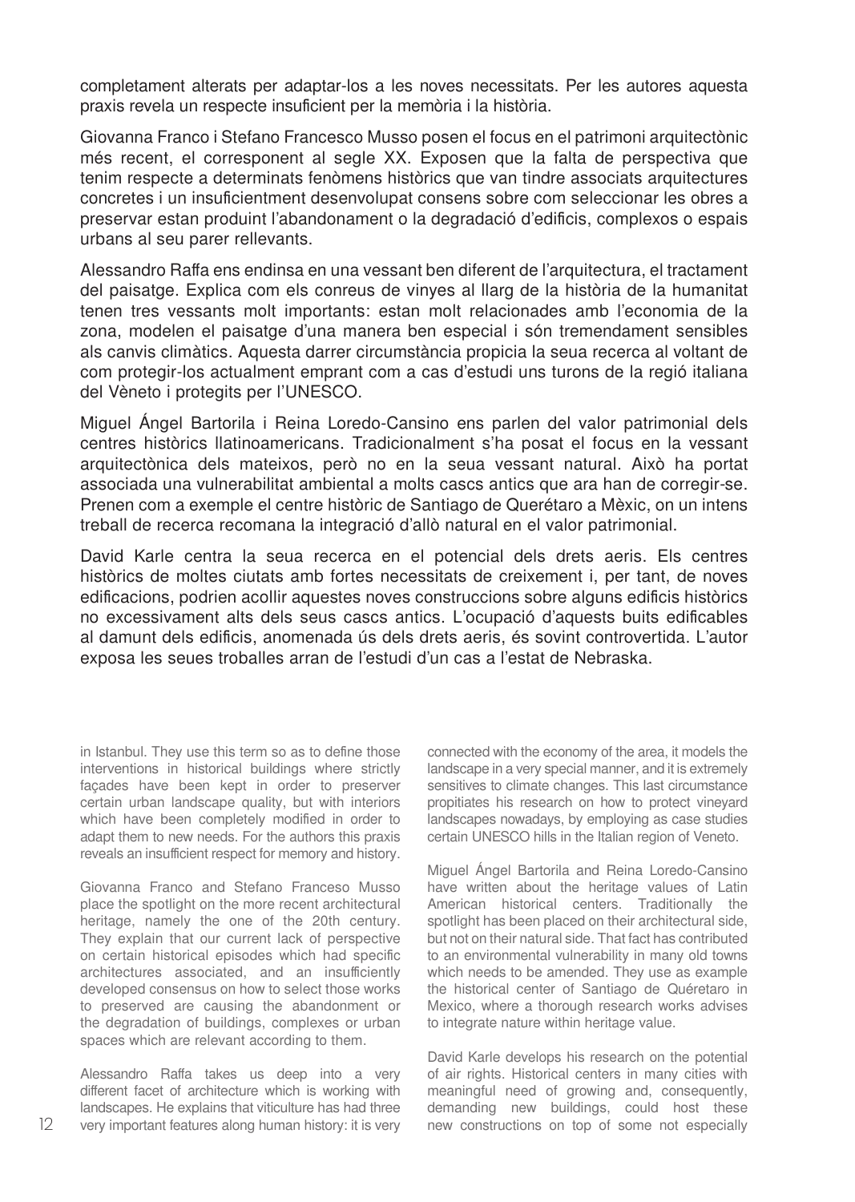completament alterats per adaptar-los a les noves necessitats. Per les autores aquesta praxis revela un respecte insuficient per la memòria i la història.

Giovanna Franco i Stefano Francesco Musso posen el focus en el patrimoni arquitectònic més recent, el corresponent al segle XX. Exposen que la falta de perspectiva que tenim respecte a determinats fenòmens històrics que van tindre associats arquitectures concretes i un insuficientment desenvolupat consens sobre com seleccionar les obres a preservar estan produint l'abandonament o la degradació d'edificis, complexos o espais urbans al seu parer rellevants.

Alessandro Raffa ens endinsa en una vessant ben diferent de l'arquitectura, el tractament del paisatge. Explica com els conreus de vinyes al llarg de la història de la humanitat tenen tres vessants molt importants: estan molt relacionades amb l'economia de la zona, modelen el paisatge d'una manera ben especial i són tremendament sensibles als canvis climàtics. Aquesta darrer circumstància propicia la seua recerca al voltant de com protegir-los actualment emprant com a cas d'estudi uns turons de la regió italiana del Vèneto i protegits per l'UNESCO.

Miguel Ángel Bartorila i Reina Loredo-Cansino ens parlen del valor patrimonial dels centres històrics llatinoamericans. Tradicionalment s'ha posat el focus en la vessant arquitectònica dels mateixos, però no en la seua vessant natural. Això ha portat associada una vulnerabilitat ambiental a molts cascs antics que ara han de corregir-se. Prenen com a exemple el centre històric de Santiago de Querétaro a Mèxic, on un intens treball de recerca recomana la integració d'allò natural en el valor patrimonial.

David Karle centra la seua recerca en el potencial dels drets aeris. Els centres històrics de moltes ciutats amb fortes necessitats de creixement i, per tant, de noves edificacions, podrien acollir aquestes noves construccions sobre alguns edificis històrics no excessivament alts dels seus cascs antics. L'ocupació d'aquests buits edificables al damunt dels edificis, anomenada ús dels drets aeris, és sovint controvertida. L'autor exposa les seues troballes arran de l'estudi d'un cas a l'estat de Nebraska.

in Istanbul. They use this term so as to define those interventions in historical buildings where strictly façades have been kept in order to preserver certain urban landscape quality, but with interiors which have been completely modified in order to adapt them to new needs. For the authors this praxis reveals an insufficient respect for memory and history.

Giovanna Franco and Stefano Franceso Musso place the spotlight on the more recent architectural heritage, namely the one of the 20th century. They explain that our current lack of perspective on certain historical episodes which had specific architectures associated, and an insufficiently developed consensus on how to select those works to preserved are causing the abandonment or the degradation of buildings, complexes or urban spaces which are relevant according to them.

Alessandro Raffa takes us deep into a very different facet of architecture which is working with landscapes. He explains that viticulture has had three very important features along human history: it is very connected with the economy of the area, it models the landscape in a very special manner, and it is extremely sensitives to climate changes. This last circumstance propitiates his research on how to protect vineyard landscapes nowadays, by employing as case studies certain UNESCO hills in the Italian region of Veneto.

Miguel Ángel Bartorila and Reina Loredo-Cansino have written about the heritage values of Latin American historical centers. Traditionally the spotlight has been placed on their architectural side, but not on their natural side. That fact has contributed to an environmental vulnerability in many old towns which needs to be amended. They use as example the historical center of Santiago de Quéretaro in Mexico, where a thorough research works advises to integrate nature within heritage value.

David Karle develops his research on the potential of air rights. Historical centers in many cities with meaningful need of growing and, consequently, demanding new buildings, could host these new constructions on top of some not especially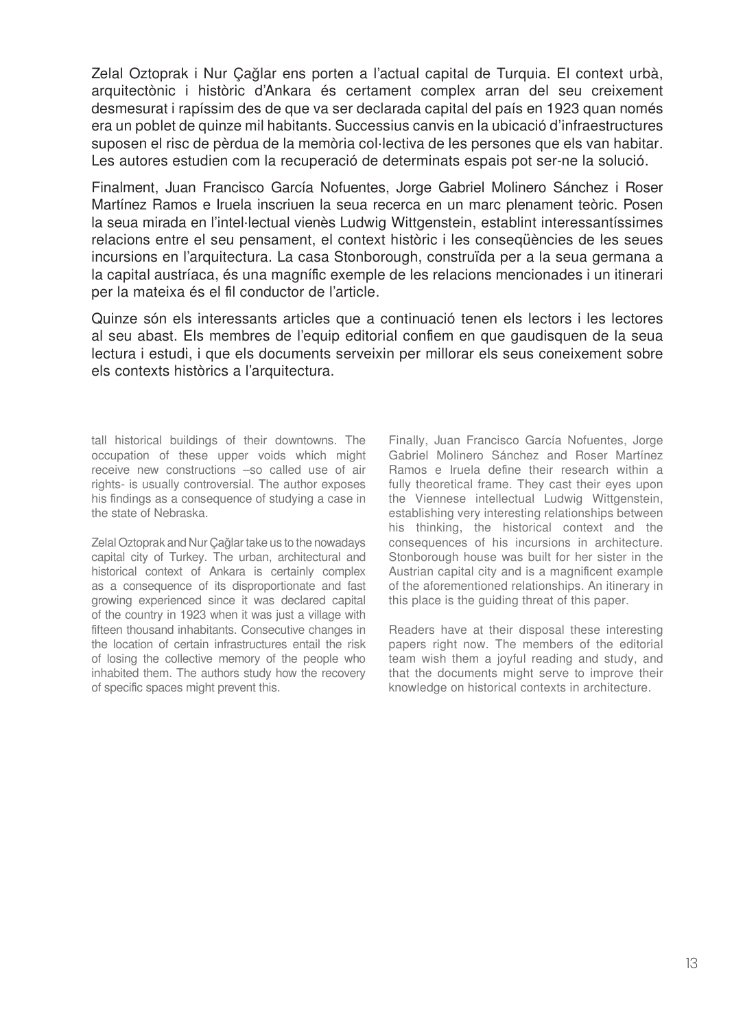Zelal Oztoprak i Nur Çağlar ens porten a l'actual capital de Turquia. El context urbà, arquitectònic i històric d'Ankara és certament complex arran del seu creixement desmesurat i rapíssim des de que va ser declarada capital del país en 1923 quan només era un poblet de quinze mil habitants. Successius canvis en la ubicació d'infraestructures suposen el risc de pèrdua de la memòria col·lectiva de les persones que els van habitar. Les autores estudien com la recuperació de determinats espais pot ser-ne la solució.

Finalment, Juan Francisco García Nofuentes, Jorge Gabriel Molinero Sánchez i Roser Martínez Ramos e Iruela inscriuen la seua recerca en un marc plenament teòric. Posen la seua mirada en l'intel·lectual vienès Ludwig Wittgenstein, establint interessantíssimes relacions entre el seu pensament, el context històric i les conseqüències de les seues incursions en l'arquitectura. La casa Stonborough, construïda per a la seua germana a la capital austríaca, és una magnífic exemple de les relacions mencionades i un itinerari per la mateixa és el fil conductor de l'article.

Quinze són els interessants articles que a continuació tenen els lectors i les lectores al seu abast. Els membres de l'equip editorial confiem en que gaudisquen de la seua lectura i estudi, i que els documents serveixin per millorar els seus coneixement sobre els contexts històrics a l'arquitectura.

tall historical buildings of their downtowns. The occupation of these upper voids which might receive new constructions –so called use of air rights- is usually controversial. The author exposes his findings as a consequence of studying a case in the state of Nebraska.

Zelal Oztoprak and Nur Çağlar take us to the nowadays capital city of Turkey. The urban, architectural and historical context of Ankara is certainly complex as a consequence of its disproportionate and fast growing experienced since it was declared capital of the country in 1923 when it was just a village with fifteen thousand inhabitants. Consecutive changes in the location of certain infrastructures entail the risk of losing the collective memory of the people who inhabited them. The authors study how the recovery of specific spaces might prevent this.

Finally, Juan Francisco García Nofuentes, Jorge Gabriel Molinero Sánchez and Roser Martínez Ramos e Iruela define their research within a fully theoretical frame. They cast their eyes upon the Viennese intellectual Ludwig Wittgenstein, establishing very interesting relationships between his thinking, the historical context and the consequences of his incursions in architecture. Stonborough house was built for her sister in the Austrian capital city and is a magnificent example of the aforementioned relationships. An itinerary in this place is the guiding threat of this paper.

Readers have at their disposal these interesting papers right now. The members of the editorial team wish them a joyful reading and study, and that the documents might serve to improve their knowledge on historical contexts in architecture.